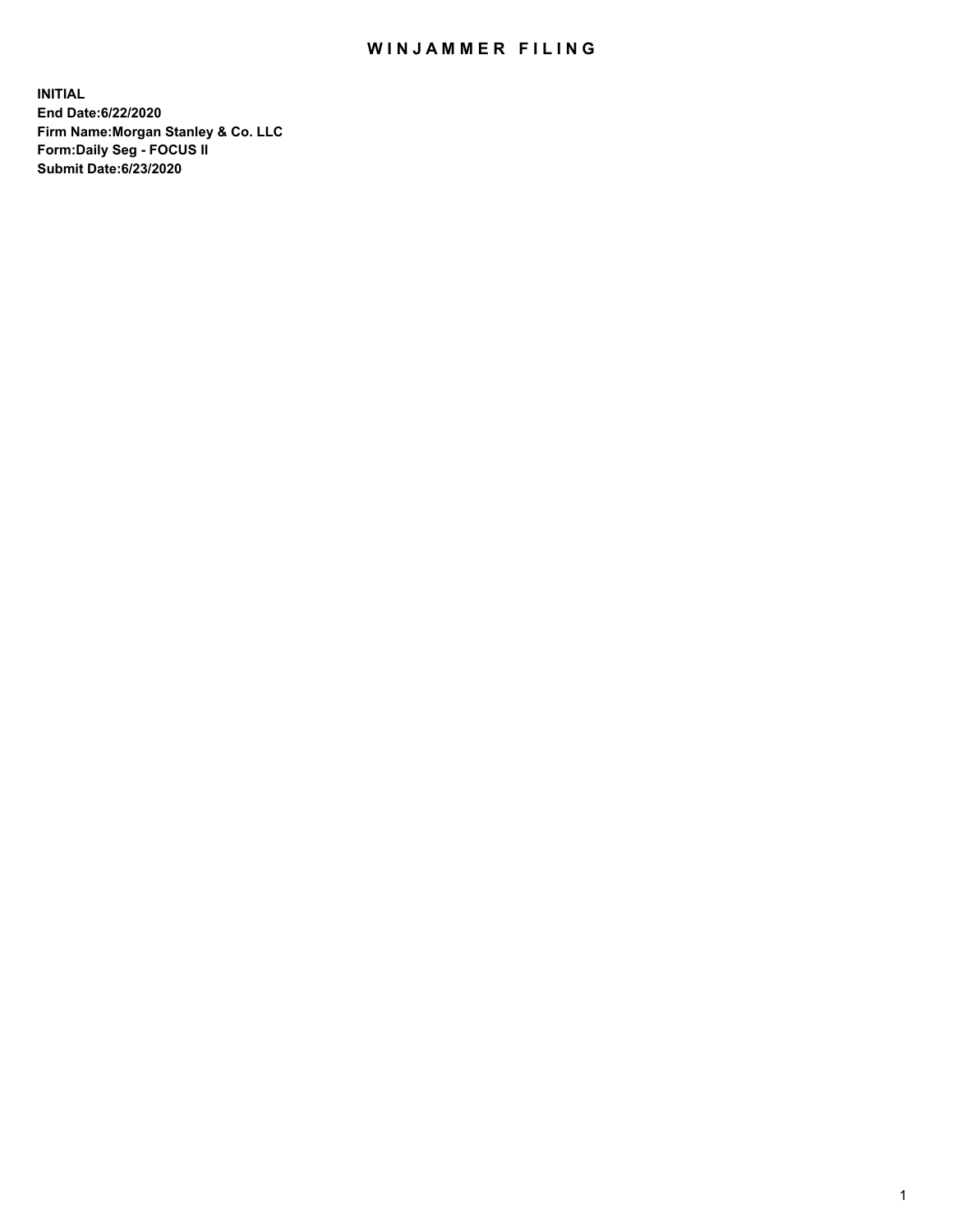# WINJAMMER FILING

**INITIAL**
**End Date:6/22/2020**
**Firm Name:Morgan Stanley & Co. LLC**
**Form:Daily Seg - FOCUS II**
**Submit Date:6/23/2020**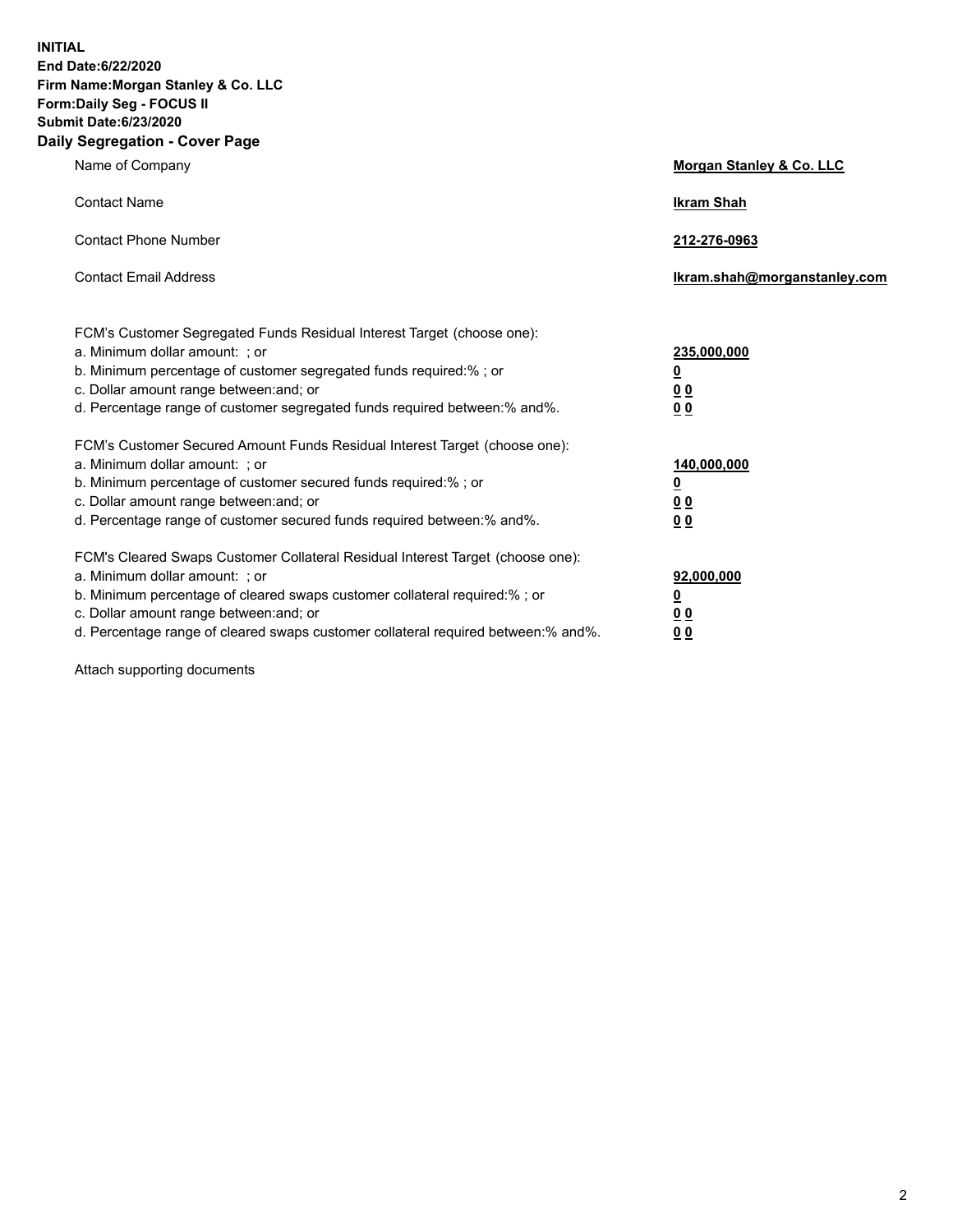**INITIAL**
**End Date:6/22/2020**
**Firm Name:Morgan Stanley & Co. LLC**
**Form:Daily Seg - FOCUS II**
**Submit Date:6/23/2020**

## Daily Segregation - Cover Page

| | |
|---|---|
| Name of Company | **Morgan Stanley & Co. LLC** |
| Contact Name | **Ikram Shah** |
| Contact Phone Number | **212-276-0963** |
| Contact Email Address | **Ikram.shah@morganstanley.com** |

| | |
|---|---|
| FCM's Customer Segregated Funds Residual Interest Target (choose one): | |
| a. Minimum dollar amount: ; or | **235,000,000** |
| b. Minimum percentage of customer segregated funds required:% ; or | **0** |
| c. Dollar amount range between:and; or | **0 0** |
| d. Percentage range of customer segregated funds required between:% and%. | **0 0** |
| FCM's Customer Secured Amount Funds Residual Interest Target (choose one): | |
| a. Minimum dollar amount: ; or | **140,000,000** |
| b. Minimum percentage of customer secured funds required:% ; or | **0** |
| c. Dollar amount range between:and; or | **0 0** |
| d. Percentage range of customer secured funds required between:% and%. | **0 0** |
| FCM's Cleared Swaps Customer Collateral Residual Interest Target (choose one): | |
| a. Minimum dollar amount: ; or | **92,000,000** |
| b. Minimum percentage of cleared swaps customer collateral required:% ; or | **0** |
| c. Dollar amount range between:and; or | **0 0** |
| d. Percentage range of cleared swaps customer collateral required between:% and%. | **0 0** |

Attach supporting documents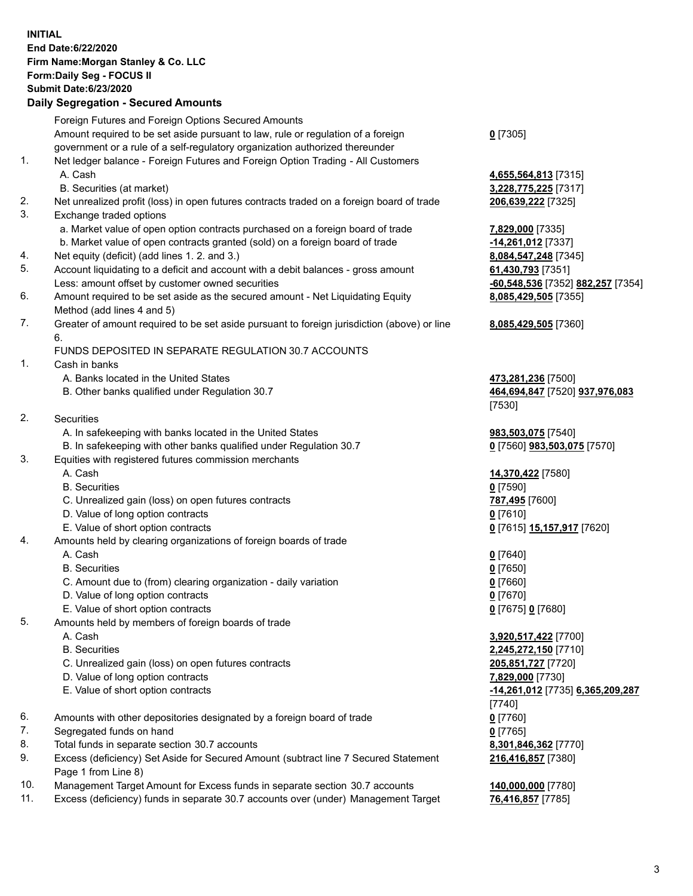**INITIAL**
**End Date:6/22/2020**
**Firm Name:Morgan Stanley & Co. LLC**
**Form:Daily Seg - FOCUS II**
**Submit Date:6/23/2020**

**Daily Segregation - Secured Amounts**

| | | |
|---|---|---|
| | Foreign Futures and Foreign Options Secured Amounts | |
| | Amount required to be set aside pursuant to law, rule or regulation of a foreign government or a rule of a self-regulatory organization authorized thereunder | **0** [7305] |
| 1. | Net ledger balance - Foreign Futures and Foreign Option Trading - All Customers | |
| | A. Cash | **4,655,564,813** [7315] |
| | B. Securities (at market) | **3,228,775,225** [7317] |
| 2. | Net unrealized profit (loss) in open futures contracts traded on a foreign board of trade | **206,639,222** [7325] |
| 3. | Exchange traded options | |
| | a. Market value of open option contracts purchased on a foreign board of trade | **7,829,000** [7335] |
| | b. Market value of open contracts granted (sold) on a foreign board of trade | **-14,261,012** [7337] |
| 4. | Net equity (deficit) (add lines 1. 2. and 3.) | **8,084,547,248** [7345] |
| 5. | Account liquidating to a deficit and account with a debit balances - gross amount | **61,430,793** [7351] |
| | Less: amount offset by customer owned securities | **-60,548,536** [7352] **882,257** [7354] |
| 6. | Amount required to be set aside as the secured amount - Net Liquidating Equity Method (add lines 4 and 5) | **8,085,429,505** [7355] |
| 7. | Greater of amount required to be set aside pursuant to foreign jurisdiction (above) or line 6. | **8,085,429,505** [7360] |
| | FUNDS DEPOSITED IN SEPARATE REGULATION 30.7 ACCOUNTS | |
| 1. | Cash in banks | |
| | A. Banks located in the United States | **473,281,236** [7500] |
| | B. Other banks qualified under Regulation 30.7 | **464,694,847** [7520] **937,976,083** [7530] |
| 2. | Securities | |
| | A. In safekeeping with banks located in the United States | **983,503,075** [7540] |
| | B. In safekeeping with other banks qualified under Regulation 30.7 | **0** [7560] **983,503,075** [7570] |
| 3. | Equities with registered futures commission merchants | |
| | A. Cash | **14,370,422** [7580] |
| | B. Securities | **0** [7590] |
| | C. Unrealized gain (loss) on open futures contracts | **787,495** [7600] |
| | D. Value of long option contracts | **0** [7610] |
| | E. Value of short option contracts | **0** [7615] **15,157,917** [7620] |
| 4. | Amounts held by clearing organizations of foreign boards of trade | |
| | A. Cash | **0** [7640] |
| | B. Securities | **0** [7650] |
| | C. Amount due to (from) clearing organization - daily variation | **0** [7660] |
| | D. Value of long option contracts | **0** [7670] |
| | E. Value of short option contracts | **0** [7675] **0** [7680] |
| 5. | Amounts held by members of foreign boards of trade | |
| | A. Cash | **3,920,517,422** [7700] |
| | B. Securities | **2,245,272,150** [7710] |
| | C. Unrealized gain (loss) on open futures contracts | **205,851,727** [7720] |
| | D. Value of long option contracts | **7,829,000** [7730] |
| | E. Value of short option contracts | **-14,261,012** [7735] **6,365,209,287** [7740] |
| 6. | Amounts with other depositories designated by a foreign board of trade | **0** [7760] |
| 7. | Segregated funds on hand | **0** [7765] |
| 8. | Total funds in separate section 30.7 accounts | **8,301,846,362** [7770] |
| 9. | Excess (deficiency) Set Aside for Secured Amount (subtract line 7 Secured Statement Page 1 from Line 8) | **216,416,857** [7380] |
| 10. | Management Target Amount for Excess funds in separate section 30.7 accounts | **140,000,000** [7780] |
| 11. | Excess (deficiency) funds in separate 30.7 accounts over (under) Management Target | **76,416,857** [7785] |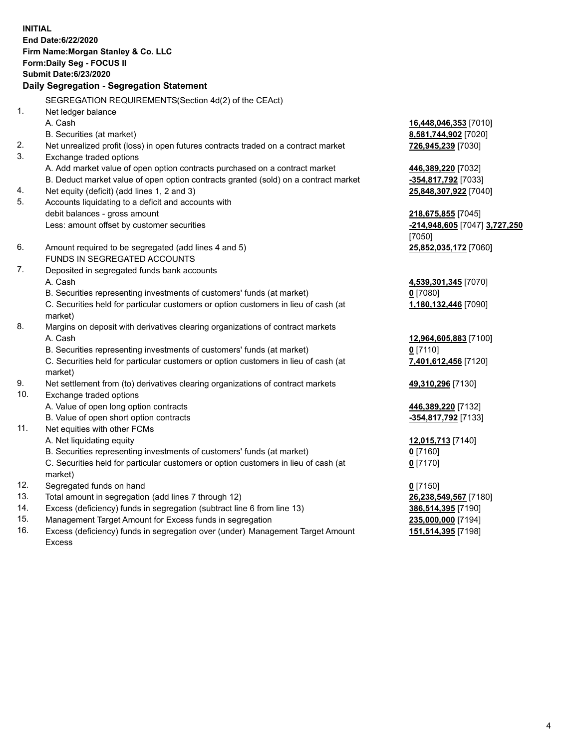**INITIAL**
**End Date:6/22/2020**
**Firm Name:Morgan Stanley & Co. LLC**
**Form:Daily Seg - FOCUS II**
**Submit Date:6/23/2020**

## Daily Segregation - Segregation Statement

| | | |
|---|---|---|
| | SEGREGATION REQUIREMENTS(Section 4d(2) of the CEAct) | |
| 1. | Net ledger balance | |
| | A. Cash | **16,448,046,353** [7010] |
| | B. Securities (at market) | **8,581,744,902** [7020] |
| 2. | Net unrealized profit (loss) in open futures contracts traded on a contract market | **726,945,239** [7030] |
| 3. | Exchange traded options | |
| | A. Add market value of open option contracts purchased on a contract market | **446,389,220** [7032] |
| | B. Deduct market value of open option contracts granted (sold) on a contract market | **-354,817,792** [7033] |
| 4. | Net equity (deficit) (add lines 1, 2 and 3) | **25,848,307,922** [7040] |
| 5. | Accounts liquidating to a deficit and accounts with debit balances - gross amount | **218,675,855** [7045] |
| | Less: amount offset by customer securities | **-214,948,605** [7047] **3,727,250** [7050] |
| 6. | Amount required to be segregated (add lines 4 and 5) | **25,852,035,172** [7060] |
| | FUNDS IN SEGREGATED ACCOUNTS | |
| 7. | Deposited in segregated funds bank accounts | |
| | A. Cash | **4,539,301,345** [7070] |
| | B. Securities representing investments of customers' funds (at market) | **0** [7080] |
| | C. Securities held for particular customers or option customers in lieu of cash (at market) | **1,180,132,446** [7090] |
| 8. | Margins on deposit with derivatives clearing organizations of contract markets | |
| | A. Cash | **12,964,605,883** [7100] |
| | B. Securities representing investments of customers' funds (at market) | **0** [7110] |
| | C. Securities held for particular customers or option customers in lieu of cash (at market) | **7,401,612,456** [7120] |
| 9. | Net settlement from (to) derivatives clearing organizations of contract markets | **49,310,296** [7130] |
| 10. | Exchange traded options | |
| | A. Value of open long option contracts | **446,389,220** [7132] |
| | B. Value of open short option contracts | **-354,817,792** [7133] |
| 11. | Net equities with other FCMs | |
| | A. Net liquidating equity | **12,015,713** [7140] |
| | B. Securities representing investments of customers' funds (at market) | **0** [7160] |
| | C. Securities held for particular customers or option customers in lieu of cash (at market) | **0** [7170] |
| 12. | Segregated funds on hand | **0** [7150] |
| 13. | Total amount in segregation (add lines 7 through 12) | **26,238,549,567** [7180] |
| 14. | Excess (deficiency) funds in segregation (subtract line 6 from line 13) | **386,514,395** [7190] |
| 15. | Management Target Amount for Excess funds in segregation | **235,000,000** [7194] |
| 16. | Excess (deficiency) funds in segregation over (under) Management Target Amount Excess | **151,514,395** [7198] |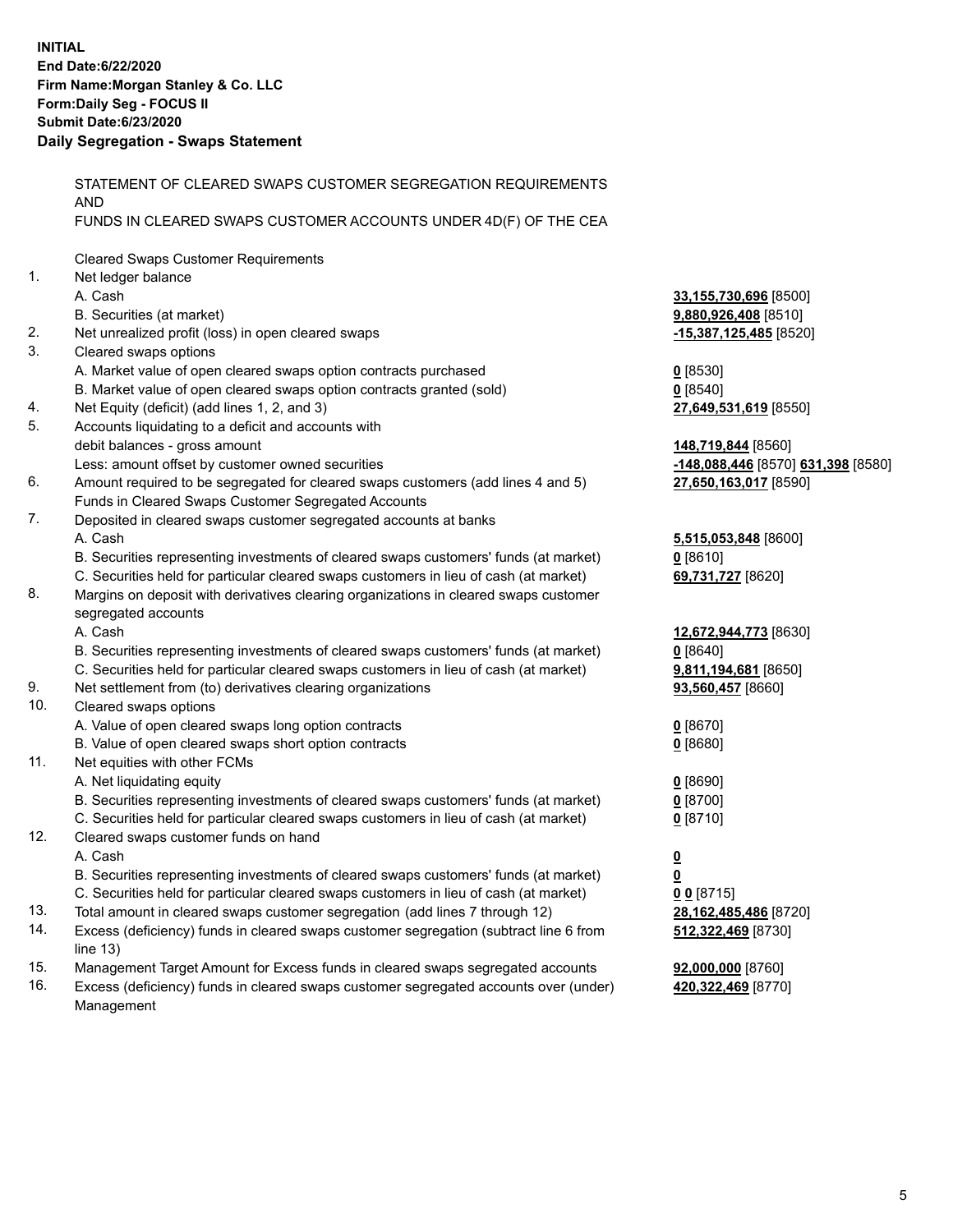**INITIAL**
**End Date:6/22/2020**
**Firm Name:Morgan Stanley & Co. LLC**
**Form:Daily Seg - FOCUS II**
**Submit Date:6/23/2020**
**Daily Segregation - Swaps Statement**

STATEMENT OF CLEARED SWAPS CUSTOMER SEGREGATION REQUIREMENTS AND FUNDS IN CLEARED SWAPS CUSTOMER ACCOUNTS UNDER 4D(F) OF THE CEA

| | | |
|---|---|---|
| | Cleared Swaps Customer Requirements | |
| 1. | Net ledger balance | |
| | A. Cash | **33,155,730,696** [8500] |
| | B. Securities (at market) | **9,880,926,408** [8510] |
| 2. | Net unrealized profit (loss) in open cleared swaps | **-15,387,125,485** [8520] |
| 3. | Cleared swaps options | |
| | A. Market value of open cleared swaps option contracts purchased | **0** [8530] |
| | B. Market value of open cleared swaps option contracts granted (sold) | **0** [8540] |
| 4. | Net Equity (deficit) (add lines 1, 2, and 3) | **27,649,531,619** [8550] |
| 5. | Accounts liquidating to a deficit and accounts with debit balances - gross amount | **148,719,844** [8560] |
| | Less: amount offset by customer owned securities | **-148,088,446** [8570] **631,398** [8580] |
| 6. | Amount required to be segregated for cleared swaps customers (add lines 4 and 5) | **27,650,163,017** [8590] |
| | Funds in Cleared Swaps Customer Segregated Accounts | |
| 7. | Deposited in cleared swaps customer segregated accounts at banks | |
| | A. Cash | **5,515,053,848** [8600] |
| | B. Securities representing investments of cleared swaps customers' funds (at market) | **0** [8610] |
| | C. Securities held for particular cleared swaps customers in lieu of cash (at market) | **69,731,727** [8620] |
| 8. | Margins on deposit with derivatives clearing organizations in cleared swaps customer segregated accounts | |
| | A. Cash | **12,672,944,773** [8630] |
| | B. Securities representing investments of cleared swaps customers' funds (at market) | **0** [8640] |
| | C. Securities held for particular cleared swaps customers in lieu of cash (at market) | **9,811,194,681** [8650] |
| 9. | Net settlement from (to) derivatives clearing organizations | **93,560,457** [8660] |
| 10. | Cleared swaps options | |
| | A. Value of open cleared swaps long option contracts | **0** [8670] |
| | B. Value of open cleared swaps short option contracts | **0** [8680] |
| 11. | Net equities with other FCMs | |
| | A. Net liquidating equity | **0** [8690] |
| | B. Securities representing investments of cleared swaps customers' funds (at market) | **0** [8700] |
| | C. Securities held for particular cleared swaps customers in lieu of cash (at market) | **0** [8710] |
| 12. | Cleared swaps customer funds on hand | |
| | A. Cash | **0** |
| | B. Securities representing investments of cleared swaps customers' funds (at market) | **0** |
| | C. Securities held for particular cleared swaps customers in lieu of cash (at market) | **0** **0** [8715] |
| 13. | Total amount in cleared swaps customer segregation (add lines 7 through 12) | **28,162,485,486** [8720] |
| 14. | Excess (deficiency) funds in cleared swaps customer segregation (subtract line 6 from line 13) | **512,322,469** [8730] |
| 15. | Management Target Amount for Excess funds in cleared swaps segregated accounts | **92,000,000** [8760] |
| 16. | Excess (deficiency) funds in cleared swaps customer segregated accounts over (under) Management | **420,322,469** [8770] |